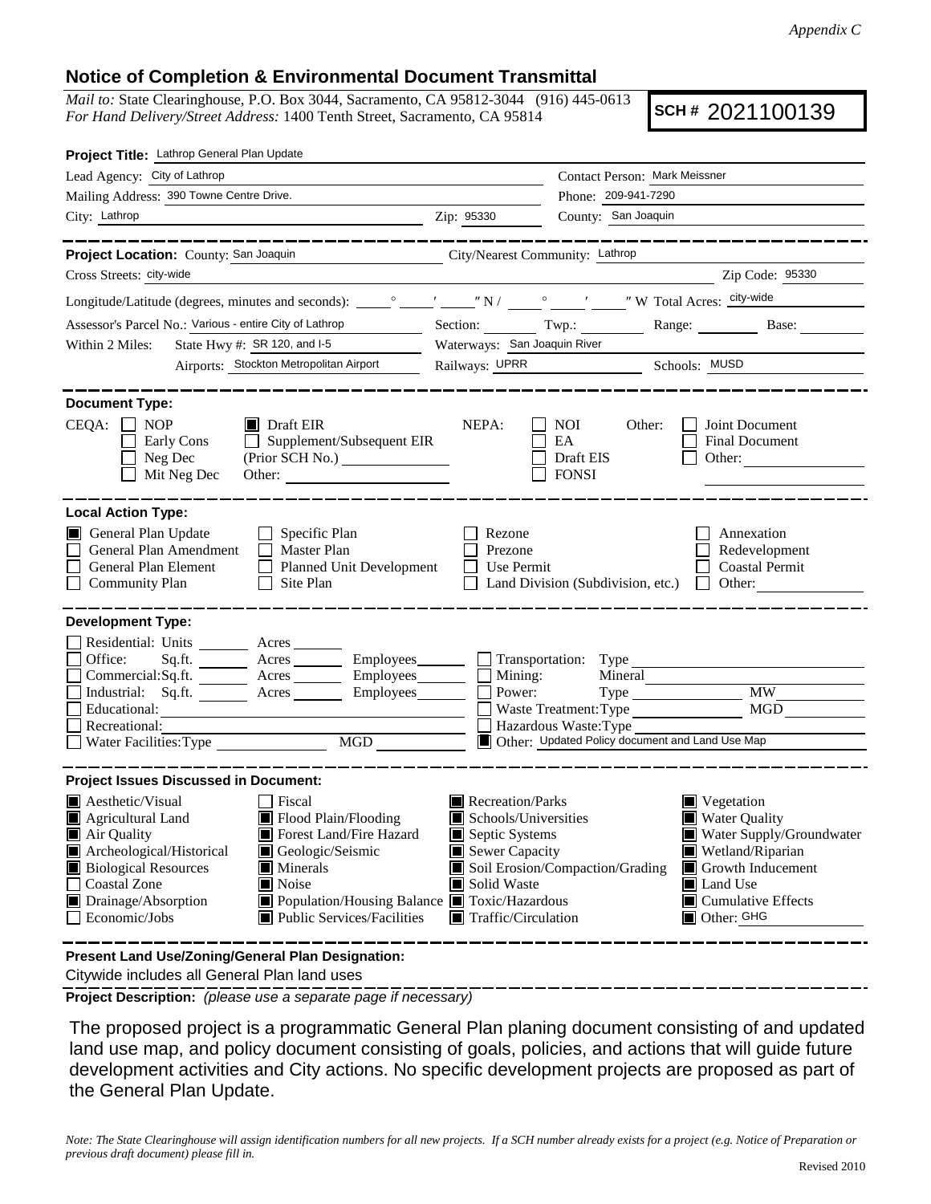*Appendix C*

## Notice of Completion & Environmental Document Transmittal

*Mail to:* State Clearinghouse, P.O. Box 3044, Sacramento, CA 95812-3044 (916) 445-0613
*For Hand Delivery/Street Address:* 1400 Tenth Street, Sacramento, CA 95814

**SCH #** 2021100139

**Project Title:** Lathrop General Plan Update

Lead Agency: City of Lathrop
Contact Person: Mark Meissner
Mailing Address: 390 Towne Centre Drive.
Phone: 209-941-7290
City: Lathrop
Zip: 95330
County: San Joaquin

**Project Location:** County: San Joaquin
City/Nearest Community: Lathrop
Cross Streets: city-wide
Zip Code: 95330

Longitude/Latitude (degrees, minutes and seconds): ____° ____′ ____″ N / ____° ____′ ____″ W Total Acres: city-wide

Assessor's Parcel No.: Various - entire City of Lathrop
Section: ____ Twp.: ____ Range: ____ Base: ____

Within 2 Miles: State Hwy #: SR 120, and I-5
Waterways: San Joaquin River
Airports: Stockton Metropolitan Airport
Railways: UPRR
Schools: MUSD

**Document Type:**

CEQA: ☐ NOP ☐ Early Cons ☐ Neg Dec ☐ Mit Neg Dec ■ Draft EIR ☐ Supplement/Subsequent EIR (Prior SCH No.) ____ Other: ____

NEPA: ☐ NOI ☐ EA ☐ Draft EIS ☐ FONSI

Other: ☐ Joint Document ☐ Final Document ☐ Other: ____

**Local Action Type:**

■ General Plan Update
☐ General Plan Amendment
☐ General Plan Element
☐ Community Plan
☐ Specific Plan
☐ Master Plan
☐ Planned Unit Development
☐ Site Plan
☐ Rezone
☐ Prezone
☐ Use Permit
☐ Land Division (Subdivision, etc.)
☐ Annexation
☐ Redevelopment
☐ Coastal Permit
☐ Other: ____

**Development Type:**

☐ Residential: Units ____ Acres ____
☐ Office: Sq.ft. ____ Acres ____ Employees ____
☐ Commercial: Sq.ft. ____ Acres ____ Employees ____
☐ Industrial: Sq.ft. ____ Acres ____ Employees ____
☐ Educational: ____
☐ Recreational: ____
☐ Water Facilities: Type ____ MGD ____
☐ Transportation: Type ____
☐ Mining: Mineral ____
☐ Power: Type ____ MW ____
☐ Waste Treatment: Type ____ MGD ____
☐ Hazardous Waste: Type ____
■ Other: Updated Policy document and Land Use Map

**Project Issues Discussed in Document:**

■ Aesthetic/Visual
■ Agricultural Land
■ Air Quality
■ Archeological/Historical
■ Biological Resources
☐ Coastal Zone
■ Drainage/Absorption
☐ Economic/Jobs
☐ Fiscal
■ Flood Plain/Flooding
■ Forest Land/Fire Hazard
■ Geologic/Seismic
■ Minerals
■ Noise
■ Population/Housing Balance
■ Public Services/Facilities
■ Recreation/Parks
■ Schools/Universities
■ Septic Systems
■ Sewer Capacity
■ Soil Erosion/Compaction/Grading
■ Solid Waste
■ Toxic/Hazardous
■ Traffic/Circulation
■ Vegetation
■ Water Quality
■ Water Supply/Groundwater
■ Wetland/Riparian
■ Growth Inducement
■ Land Use
■ Cumulative Effects
■ Other: GHG

**Present Land Use/Zoning/General Plan Designation:**

Citywide includes all General Plan land uses

**Project Description:** *(please use a separate page if necessary)*

The proposed project is a programmatic General Plan planing document consisting of and updated land use map, and policy document consisting of goals, policies, and actions that will guide future development activities and City actions. No specific development projects are proposed as part of the General Plan Update.

*Note: The State Clearinghouse will assign identification numbers for all new projects. If a SCH number already exists for a project (e.g. Notice of Preparation or previous draft document) please fill in.*

Revised 2010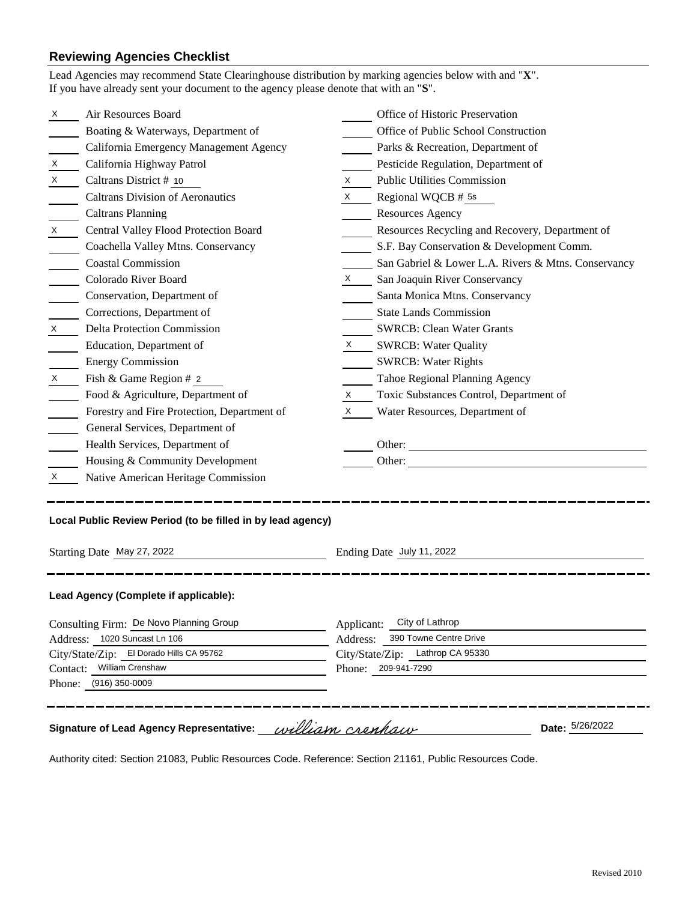## Reviewing Agencies Checklist

Lead Agencies may recommend State Clearinghouse distribution by marking agencies below with and "**X**". If you have already sent your document to the agency please denote that with an "**S**".

| | | | |
|---|---|---|---|
| X | Air Resources Board | | Office of Historic Preservation |
| | Boating & Waterways, Department of | | Office of Public School Construction |
| | California Emergency Management Agency | | Parks & Recreation, Department of |
| X | California Highway Patrol | | Pesticide Regulation, Department of |
| X | Caltrans District # 10 | X | Public Utilities Commission |
| | Caltrans Division of Aeronautics | X | Regional WQCB # 5s |
| | Caltrans Planning | | Resources Agency |
| X | Central Valley Flood Protection Board | | Resources Recycling and Recovery, Department of |
| | Coachella Valley Mtns. Conservancy | | S.F. Bay Conservation & Development Comm. |
| | Coastal Commission | | San Gabriel & Lower L.A. Rivers & Mtns. Conservancy |
| | Colorado River Board | X | San Joaquin River Conservancy |
| | Conservation, Department of | | Santa Monica Mtns. Conservancy |
| | Corrections, Department of | | State Lands Commission |
| X | Delta Protection Commission | | SWRCB: Clean Water Grants |
| | Education, Department of | X | SWRCB: Water Quality |
| | Energy Commission | | SWRCB: Water Rights |
| X | Fish & Game Region # 2 | | Tahoe Regional Planning Agency |
| | Food & Agriculture, Department of | X | Toxic Substances Control, Department of |
| | Forestry and Fire Protection, Department of | X | Water Resources, Department of |
| | General Services, Department of | | |
| | Health Services, Department of | | Other: |
| | Housing & Community Development | | Other: |
| X | Native American Heritage Commission | | |

---

### Local Public Review Period (to be filled in by lead agency)

Starting Date May 27, 2022 Ending Date July 11, 2022

---

### Lead Agency (Complete if applicable):

Consulting Firm: De Novo Planning Group
Address: 1020 Suncast Ln 106
City/State/Zip: El Dorado Hills CA 95762
Contact: William Crenshaw
Phone: (916) 350-0009

Applicant: City of Lathrop
Address: 390 Towne Centre Drive
City/State/Zip: Lathrop CA 95330
Phone: 209-941-7290

---

**Signature of Lead Agency Representative:** *william crenhaw* **Date:** 5/26/2022

Authority cited: Section 21083, Public Resources Code. Reference: Section 21161, Public Resources Code.

Revised 2010